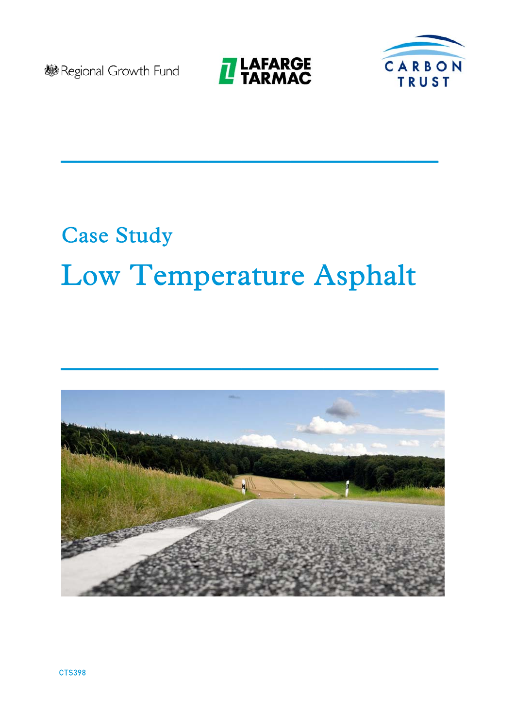Regional Growth Fund

LAFARGE TARMAC

CARBON TRUST

# Case Study

# Low Temperature Asphalt

CTS398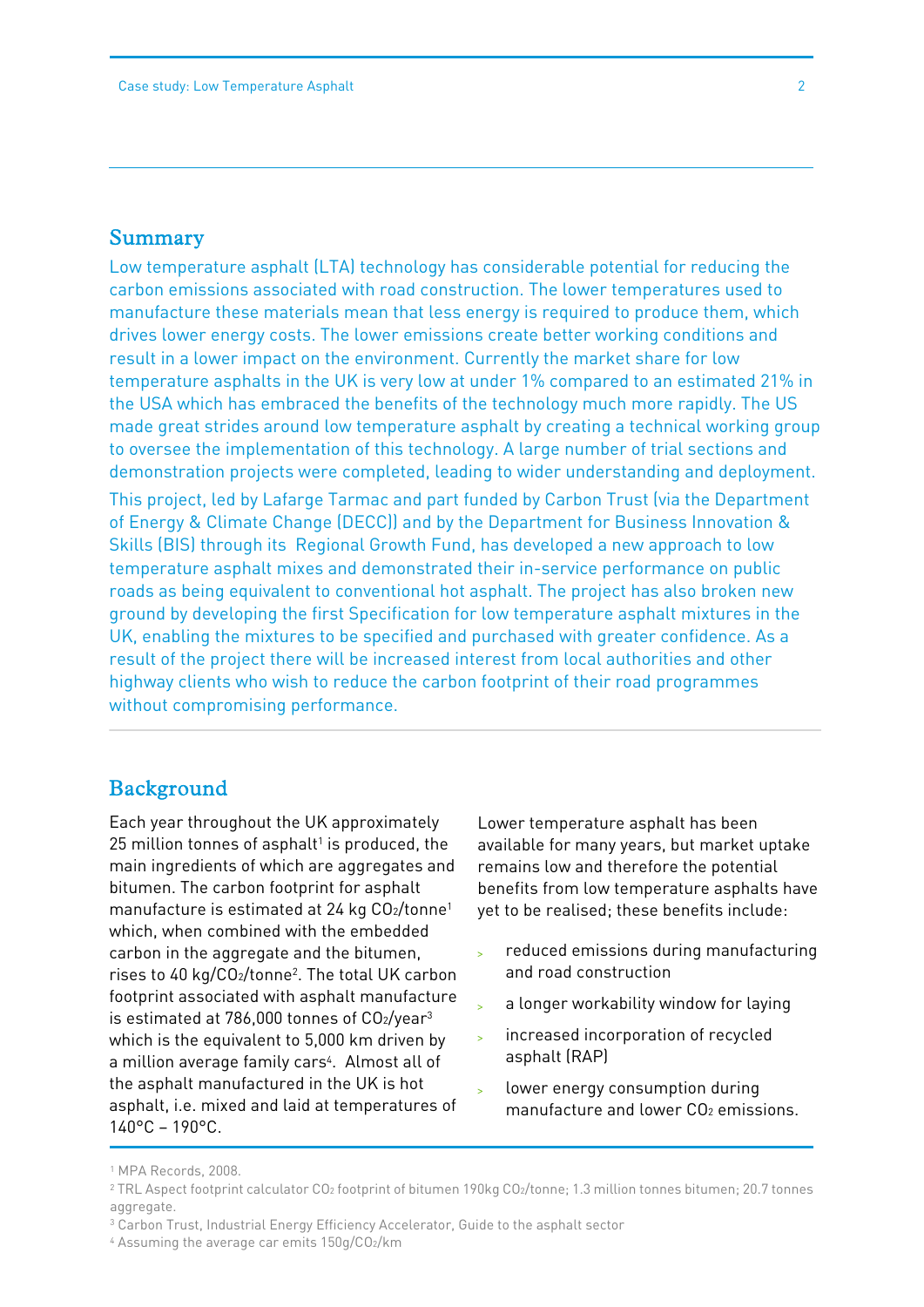## Summary

Low temperature asphalt (LTA) technology has considerable potential for reducing the carbon emissions associated with road construction. The lower temperatures used to manufacture these materials mean that less energy is required to produce them, which drives lower energy costs. The lower emissions create better working conditions and result in a lower impact on the environment. Currently the market share for low temperature asphalts in the UK is very low at under 1% compared to an estimated 21% in the USA which has embraced the benefits of the technology much more rapidly. The US made great strides around low temperature asphalt by creating a technical working group to oversee the implementation of this technology. A large number of trial sections and demonstration projects were completed, leading to wider understanding and deployment.

This project, led by Lafarge Tarmac and part funded by Carbon Trust (via the Department of Energy & Climate Change (DECC)) and by the Department for Business Innovation & Skills (BIS) through its Regional Growth Fund, has developed a new approach to low temperature asphalt mixes and demonstrated their in-service performance on public roads as being equivalent to conventional hot asphalt. The project has also broken new ground by developing the first Specification for low temperature asphalt mixtures in the UK, enabling the mixtures to be specified and purchased with greater confidence. As a result of the project there will be increased interest from local authorities and other highway clients who wish to reduce the carbon footprint of their road programmes without compromising performance.

## Background

Each year throughout the UK approximately 25 million tonnes of asphalt[1] is produced, the main ingredients of which are aggregates and bitumen. The carbon footprint for asphalt manufacture is estimated at 24 kg $CO_2$/tonne[1] which, when combined with the embedded carbon in the aggregate and the bitumen, rises to 40 kg/$CO_2$/tonne[2]. The total UK carbon footprint associated with asphalt manufacture is estimated at 786,000 tonnes of $CO_2$/year[3] which is the equivalent to 5,000 km driven by a million average family cars[4]. Almost all of the asphalt manufactured in the UK is hot asphalt, i.e. mixed and laid at temperatures of 140°C – 190°C.

Lower temperature asphalt has been available for many years, but market uptake remains low and therefore the potential benefits from low temperature asphalts have yet to be realised; these benefits include:

- reduced emissions during manufacturing and road construction
- a longer workability window for laying
- increased incorporation of recycled asphalt (RAP)
- lower energy consumption during manufacture and lower $CO_2$ emissions.

---

[1] MPA Records, 2008.

[2] TRL Aspect footprint calculator $CO_2$ footprint of bitumen 190kg $CO_2$/tonne; 1.3 million tonnes bitumen; 20.7 tonnes aggregate.

[3] Carbon Trust, Industrial Energy Efficiency Accelerator, Guide to the asphalt sector

[4] Assuming the average car emits 150g/$CO_2$/km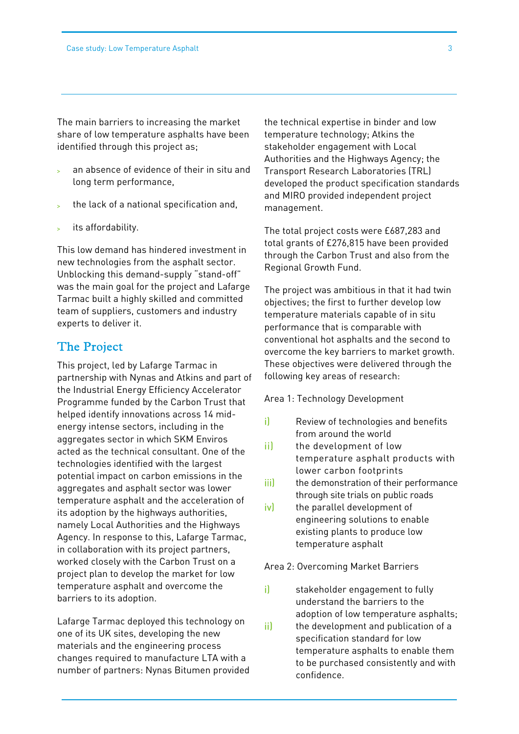The main barriers to increasing the market share of low temperature asphalts have been identified through this project as;

- an absence of evidence of their in situ and long term performance,
- the lack of a national specification and,
- its affordability.

This low demand has hindered investment in new technologies from the asphalt sector. Unblocking this demand-supply "stand-off" was the main goal for the project and Lafarge Tarmac built a highly skilled and committed team of suppliers, customers and industry experts to deliver it.

## The Project

This project, led by Lafarge Tarmac in partnership with Nynas and Atkins and part of the Industrial Energy Efficiency Accelerator Programme funded by the Carbon Trust that helped identify innovations across 14 mid-energy intense sectors, including in the aggregates sector in which SKM Enviros acted as the technical consultant. One of the technologies identified with the largest potential impact on carbon emissions in the aggregates and asphalt sector was lower temperature asphalt and the acceleration of its adoption by the highways authorities, namely Local Authorities and the Highways Agency. In response to this, Lafarge Tarmac, in collaboration with its project partners, worked closely with the Carbon Trust on a project plan to develop the market for low temperature asphalt and overcome the barriers to its adoption.

Lafarge Tarmac deployed this technology on one of its UK sites, developing the new materials and the engineering process changes required to manufacture LTA with a number of partners: Nynas Bitumen provided the technical expertise in binder and low temperature technology; Atkins the stakeholder engagement with Local Authorities and the Highways Agency; the Transport Research Laboratories (TRL) developed the product specification standards and MIRO provided independent project management.

The total project costs were £687,283 and total grants of £276,815 have been provided through the Carbon Trust and also from the Regional Growth Fund.

The project was ambitious in that it had twin objectives; the first to further develop low temperature materials capable of in situ performance that is comparable with conventional hot asphalts and the second to overcome the key barriers to market growth. These objectives were delivered through the following key areas of research:

Area 1: Technology Development

i) Review of technologies and benefits from around the world

ii) the development of low temperature asphalt products with lower carbon footprints

iii) the demonstration of their performance through site trials on public roads

iv) the parallel development of engineering solutions to enable existing plants to produce low temperature asphalt

Area 2: Overcoming Market Barriers

i) stakeholder engagement to fully understand the barriers to the adoption of low temperature asphalts;

ii) the development and publication of a specification standard for low temperature asphalts to enable them to be purchased consistently and with confidence.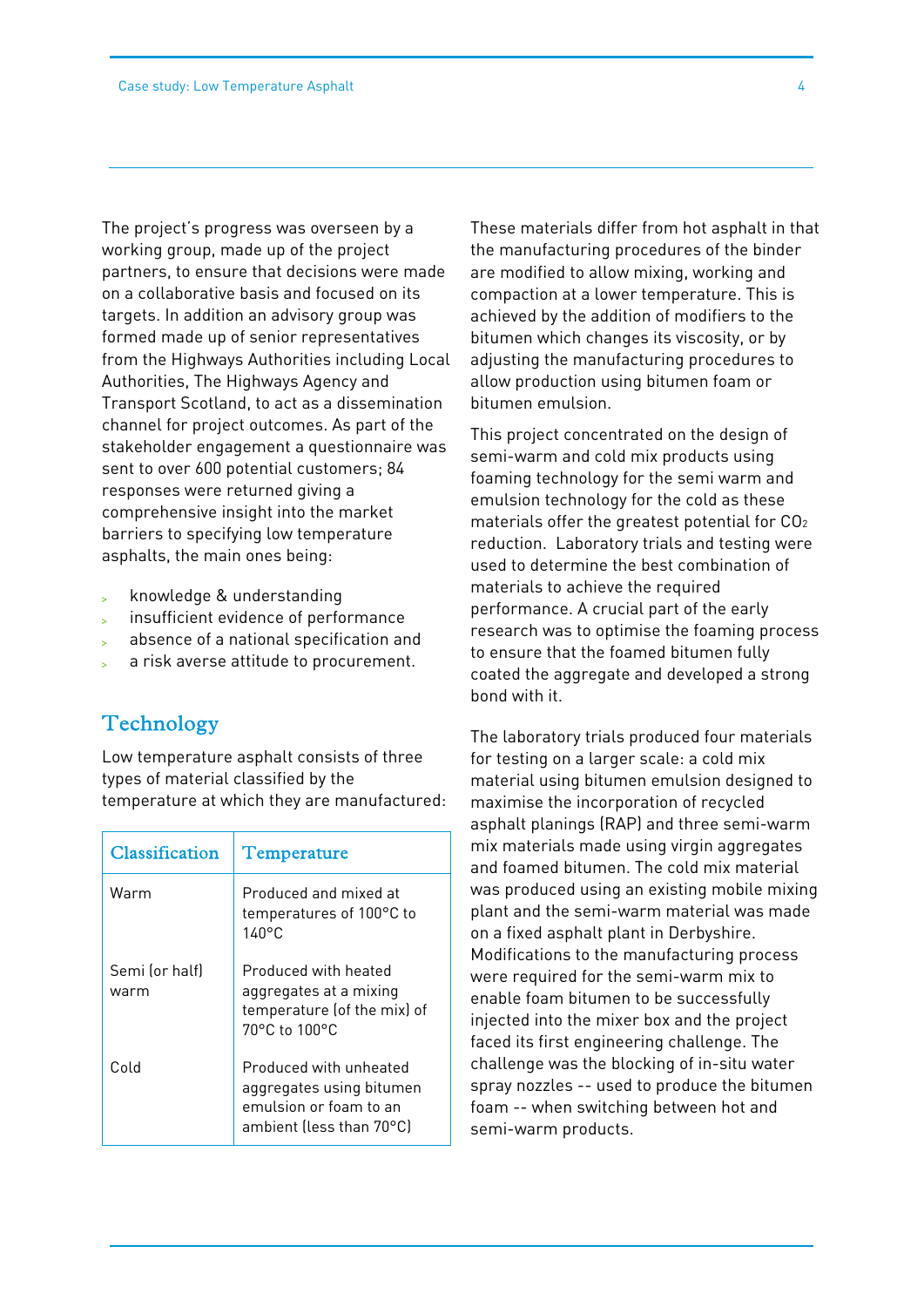The project's progress was overseen by a working group, made up of the project partners, to ensure that decisions were made on a collaborative basis and focused on its targets. In addition an advisory group was formed made up of senior representatives from the Highways Authorities including Local Authorities, The Highways Agency and Transport Scotland, to act as a dissemination channel for project outcomes. As part of the stakeholder engagement a questionnaire was sent to over 600 potential customers; 84 responses were returned giving a comprehensive insight into the market barriers to specifying low temperature asphalts, the main ones being:

- knowledge & understanding
- insufficient evidence of performance
- absence of a national specification and
- a risk averse attitude to procurement.

## Technology

Low temperature asphalt consists of three types of material classified by the temperature at which they are manufactured:

| Classification | Temperature |
|---|---|
| Warm | Produced and mixed at temperatures of 100°C to 140°C |
| Semi (or half) warm | Produced with heated aggregates at a mixing temperature (of the mix) of 70°C to 100°C |
| Cold | Produced with unheated aggregates using bitumen emulsion or foam to an ambient (less than 70°C) |

These materials differ from hot asphalt in that the manufacturing procedures of the binder are modified to allow mixing, working and compaction at a lower temperature. This is achieved by the addition of modifiers to the bitumen which changes its viscosity, or by adjusting the manufacturing procedures to allow production using bitumen foam or bitumen emulsion.

This project concentrated on the design of semi-warm and cold mix products using foaming technology for the semi warm and emulsion technology for the cold as these materials offer the greatest potential for $CO_2$ reduction. Laboratory trials and testing were used to determine the best combination of materials to achieve the required performance. A crucial part of the early research was to optimise the foaming process to ensure that the foamed bitumen fully coated the aggregate and developed a strong bond with it.

The laboratory trials produced four materials for testing on a larger scale: a cold mix material using bitumen emulsion designed to maximise the incorporation of recycled asphalt planings (RAP) and three semi-warm mix materials made using virgin aggregates and foamed bitumen. The cold mix material was produced using an existing mobile mixing plant and the semi-warm material was made on a fixed asphalt plant in Derbyshire. Modifications to the manufacturing process were required for the semi-warm mix to enable foam bitumen to be successfully injected into the mixer box and the project faced its first engineering challenge. The challenge was the blocking of in-situ water spray nozzles -- used to produce the bitumen foam -- when switching between hot and semi-warm products.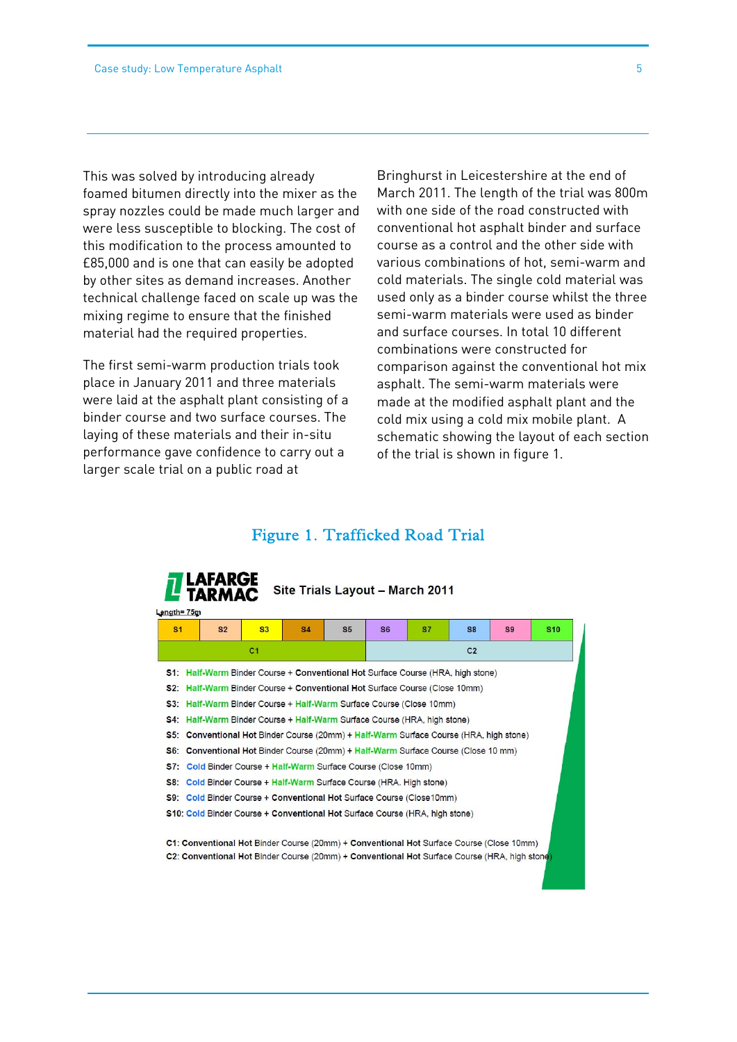This was solved by introducing already foamed bitumen directly into the mixer as the spray nozzles could be made much larger and were less susceptible to blocking. The cost of this modification to the process amounted to £85,000 and is one that can easily be adopted by other sites as demand increases. Another technical challenge faced on scale up was the mixing regime to ensure that the finished material had the required properties.

The first semi-warm production trials took place in January 2011 and three materials were laid at the asphalt plant consisting of a binder course and two surface courses. The laying of these materials and their in-situ performance gave confidence to carry out a larger scale trial on a public road at Bringhurst in Leicestershire at the end of March 2011. The length of the trial was 800m with one side of the road constructed with conventional hot asphalt binder and surface course as a control and the other side with various combinations of hot, semi-warm and cold materials. The single cold material was used only as a binder course whilst the three semi-warm materials were used as binder and surface courses. In total 10 different combinations were constructed for comparison against the conventional hot mix asphalt. The semi-warm materials were made at the modified asphalt plant and the cold mix using a cold mix mobile plant. A schematic showing the layout of each section of the trial is shown in figure 1.

## Figure 1. Trafficked Road Trial

**LAFARGE TARMAC** Site Trials Layout – March 2011

Length= 75m

| S1 | S2 | S3 | S4 | S5 | S6 | S7 | S8 | S9 | S10 |
|---|---|---|---|---|---|---|---|---|---|
| C1 | | | | | C2 | | | | |

**S1:** Half-Warm Binder Course + **Conventional Hot** Surface Course (HRA, high stone)
**S2:** Half-Warm Binder Course + **Conventional Hot** Surface Course (Close 10mm)
**S3:** Half-Warm Binder Course + Half-Warm Surface Course (Close 10mm)
**S4:** Half-Warm Binder Course + Half-Warm Surface Course (HRA, high stone)
**S5:** **Conventional Hot** Binder Course (20mm) + Half-Warm Surface Course (HRA, high stone)
**S6:** **Conventional Hot** Binder Course (20mm) + Half-Warm Surface Course (Close 10 mm)
**S7:** Cold Binder Course + Half-Warm Surface Course (Close 10mm)
**S8:** Cold Binder Course + Half-Warm Surface Course (HRA, High stone)
**S9:** Cold Binder Course + **Conventional Hot** Surface Course (Close10mm)
**S10:** Cold Binder Course + **Conventional Hot** Surface Course (HRA, high stone)

**C1: Conventional Hot** Binder Course (20mm) + **Conventional Hot** Surface Course (Close 10mm)
**C2: Conventional Hot** Binder Course (20mm) + **Conventional Hot** Surface Course (HRA, high stone)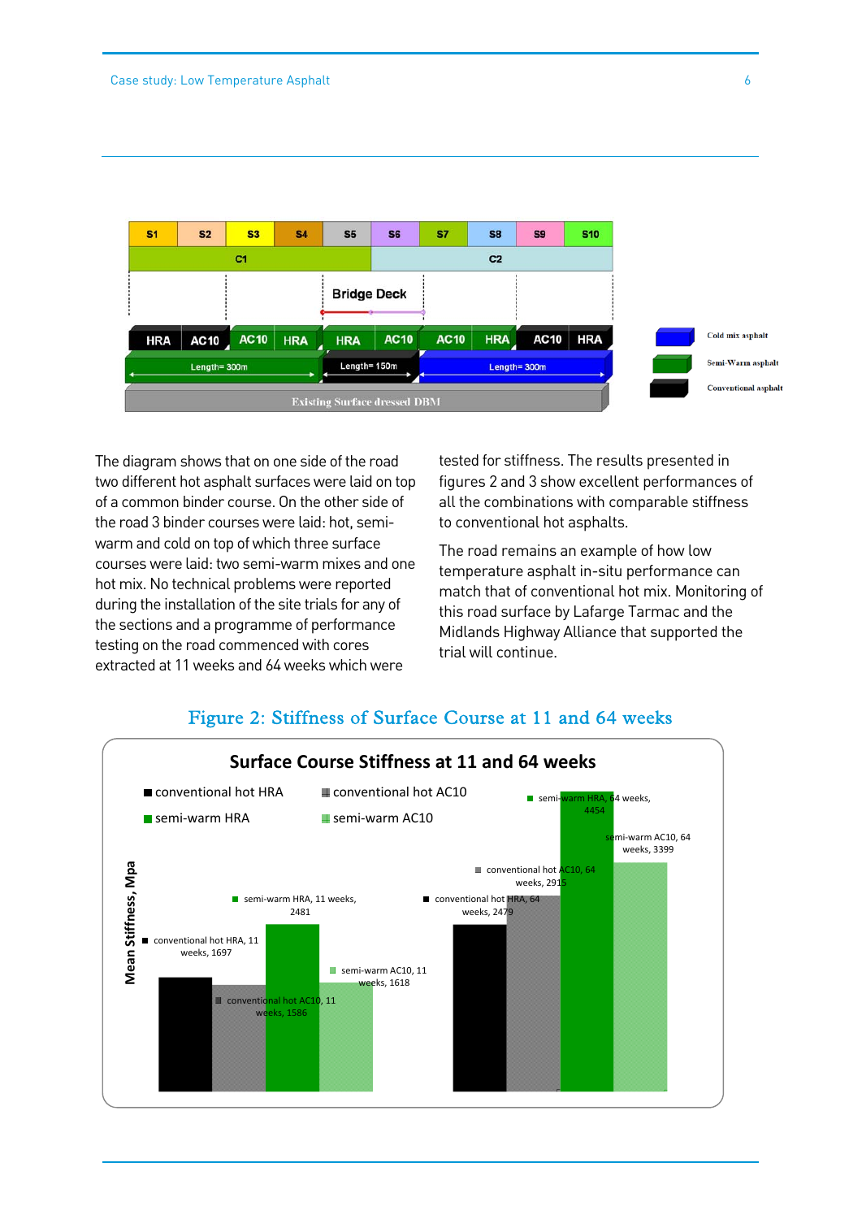The diagram shows that on one side of the road two different hot asphalt surfaces were laid on top of a common binder course. On the other side of the road 3 binder courses were laid: hot, semi-warm and cold on top of which three surface courses were laid: two semi-warm mixes and one hot mix. No technical problems were reported during the installation of the site trials for any of the sections and a programme of performance testing on the road commenced with cores extracted at 11 weeks and 64 weeks which were tested for stiffness. The results presented in figures 2 and 3 show excellent performances of all the combinations with comparable stiffness to conventional hot asphalts.

The road remains an example of how low temperature asphalt in-situ performance can match that of conventional hot mix. Monitoring of this road surface by Lafarge Tarmac and the Midlands Highway Alliance that supported the trial will continue.

## Figure 2: Stiffness of Surface Course at 11 and 64 weeks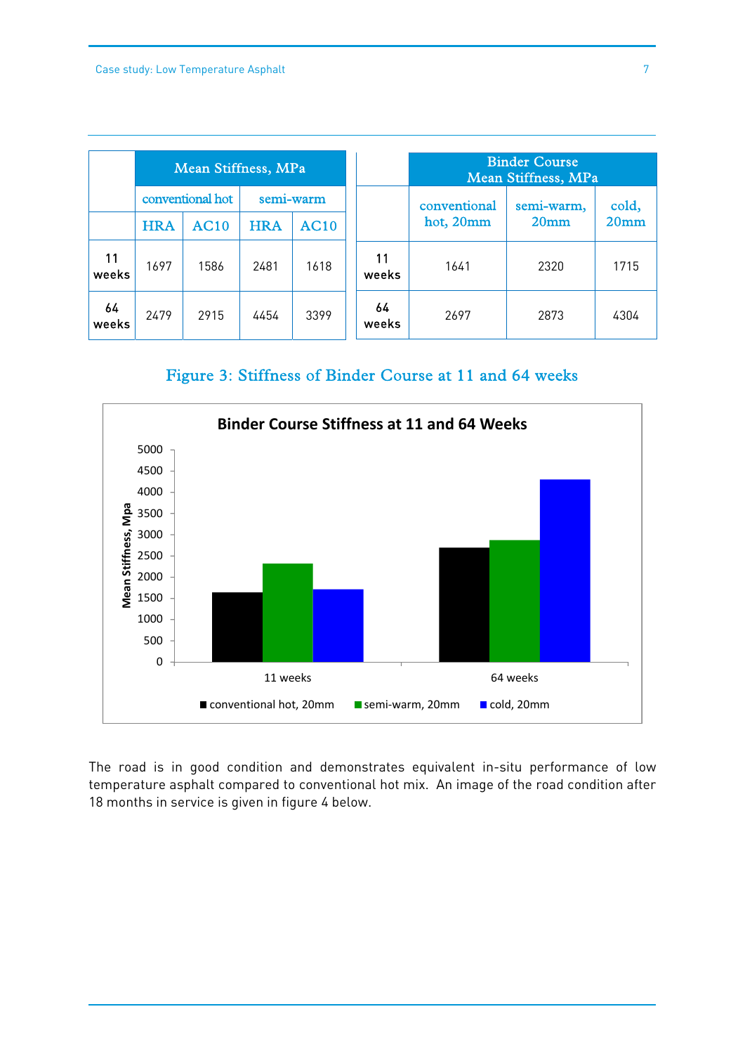| | Mean Stiffness, MPa | | | |
|---|---|---|---|---|
| | conventional hot | | semi-warm | |
| | HRA | AC10 | HRA | AC10 |
| 11 weeks | 1697 | 1586 | 2481 | 1618 |
| 64 weeks | 2479 | 2915 | 4454 | 3399 |

| | Binder Course Mean Stiffness, MPa | | |
|---|---|---|---|
| | conventional hot, 20mm | semi-warm, 20mm | cold, 20mm |
| 11 weeks | 1641 | 2320 | 1715 |
| 64 weeks | 2697 | 2873 | 4304 |

Figure 3: Stiffness of Binder Course at 11 and 64 weeks

The road is in good condition and demonstrates equivalent in-situ performance of low temperature asphalt compared to conventional hot mix. An image of the road condition after 18 months in service is given in figure 4 below.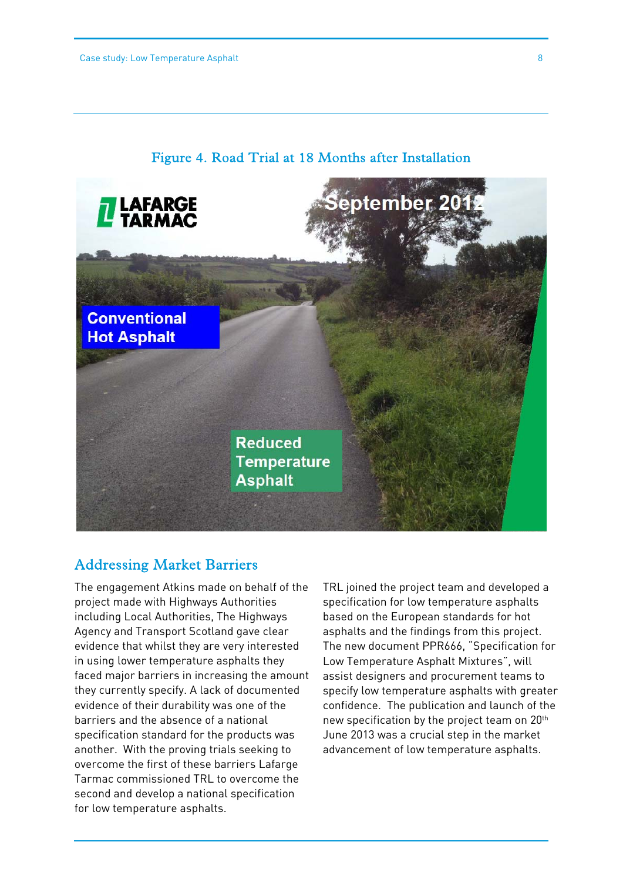Figure 4. Road Trial at 18 Months after Installation

## Addressing Market Barriers

The engagement Atkins made on behalf of the project made with Highways Authorities including Local Authorities, The Highways Agency and Transport Scotland gave clear evidence that whilst they are very interested in using lower temperature asphalts they faced major barriers in increasing the amount they currently specify. A lack of documented evidence of their durability was one of the barriers and the absence of a national specification standard for the products was another. With the proving trials seeking to overcome the first of these barriers Lafarge Tarmac commissioned TRL to overcome the second and develop a national specification for low temperature asphalts.

TRL joined the project team and developed a specification for low temperature asphalts based on the European standards for hot asphalts and the findings from this project. The new document PPR666, "Specification for Low Temperature Asphalt Mixtures", will assist designers and procurement teams to specify low temperature asphalts with greater confidence. The publication and launch of the new specification by the project team on 20th June 2013 was a crucial step in the market advancement of low temperature asphalts.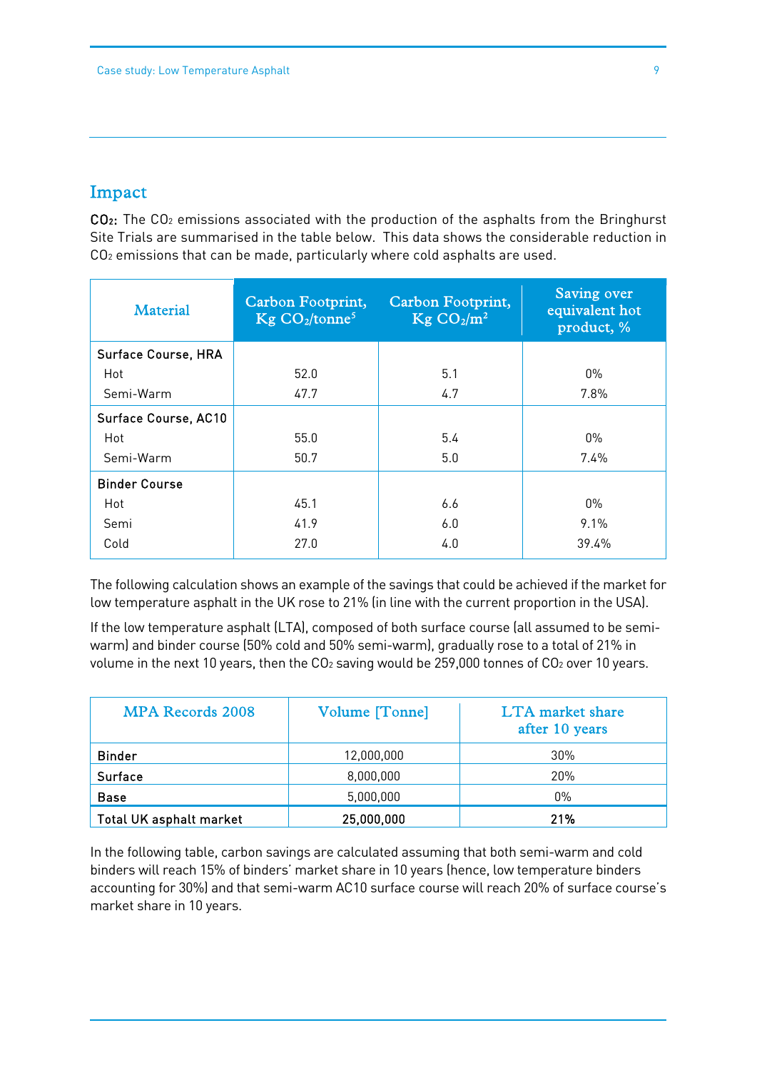## Impact

**$CO_2$:** The $CO_2$ emissions associated with the production of the asphalts from the Bringhurst Site Trials are summarised in the table below. This data shows the considerable reduction in $CO_2$ emissions that can be made, particularly where cold asphalts are used.

| Material | Carbon Footprint, Kg $CO_2$/tonne[5] | Carbon Footprint, Kg $CO_2/m^2$ | Saving over equivalent hot product, % |
|---|---|---|---|
| **Surface Course, HRA** | | | |
| Hot | 52.0 | 5.1 | 0% |
| Semi-Warm | 47.7 | 4.7 | 7.8% |
| **Surface Course, AC10** | | | |
| Hot | 55.0 | 5.4 | 0% |
| Semi-Warm | 50.7 | 5.0 | 7.4% |
| **Binder Course** | | | |
| Hot | 45.1 | 6.6 | 0% |
| Semi | 41.9 | 6.0 | 9.1% |
| Cold | 27.0 | 4.0 | 39.4% |

The following calculation shows an example of the savings that could be achieved if the market for low temperature asphalt in the UK rose to 21% (in line with the current proportion in the USA).

If the low temperature asphalt (LTA), composed of both surface course (all assumed to be semi-warm) and binder course (50% cold and 50% semi-warm), gradually rose to a total of 21% in volume in the next 10 years, then the $CO_2$ saving would be 259,000 tonnes of $CO_2$ over 10 years.

| MPA Records 2008 | Volume [Tonne] | LTA market share after 10 years |
|---|---|---|
| Binder | 12,000,000 | 30% |
| Surface | 8,000,000 | 20% |
| Base | 5,000,000 | 0% |
| **Total UK asphalt market** | **25,000,000** | **21%** |

In the following table, carbon savings are calculated assuming that both semi-warm and cold binders will reach 15% of binders' market share in 10 years (hence, low temperature binders accounting for 30%) and that semi-warm AC10 surface course will reach 20% of surface course's market share in 10 years.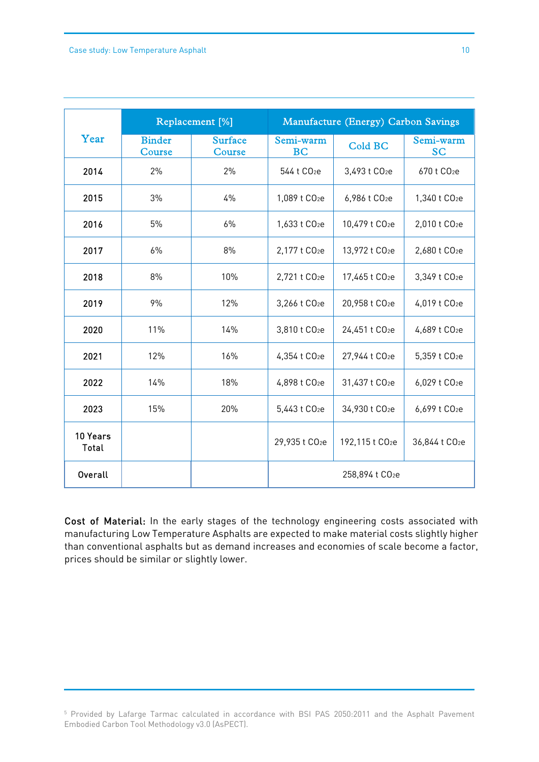| Year | Replacement [%] | | Manufacture (Energy) Carbon Savings | | |
|---|---|---|---|---|---|
| | Binder Course | Surface Course | Semi-warm BC | Cold BC | Semi-warm SC |
| 2014 | 2% | 2% | 544 t $CO_2e$ | 3,493 t $CO_2e$ | 670 t $CO_2e$ |
| 2015 | 3% | 4% | 1,089 t $CO_2e$ | 6,986 t $CO_2e$ | 1,340 t $CO_2e$ |
| 2016 | 5% | 6% | 1,633 t $CO_2e$ | 10,479 t $CO_2e$ | 2,010 t $CO_2e$ |
| 2017 | 6% | 8% | 2,177 t $CO_2e$ | 13,972 t $CO_2e$ | 2,680 t $CO_2e$ |
| 2018 | 8% | 10% | 2,721 t $CO_2e$ | 17,465 t $CO_2e$ | 3,349 t $CO_2e$ |
| 2019 | 9% | 12% | 3,266 t $CO_2e$ | 20,958 t $CO_2e$ | 4,019 t $CO_2e$ |
| 2020 | 11% | 14% | 3,810 t $CO_2e$ | 24,451 t $CO_2e$ | 4,689 t $CO_2e$ |
| 2021 | 12% | 16% | 4,354 t $CO_2e$ | 27,944 t $CO_2e$ | 5,359 t $CO_2e$ |
| 2022 | 14% | 18% | 4,898 t $CO_2e$ | 31,437 t $CO_2e$ | 6,029 t $CO_2e$ |
| 2023 | 15% | 20% | 5,443 t $CO_2e$ | 34,930 t $CO_2e$ | 6,699 t $CO_2e$ |
| 10 Years Total | | | 29,935 t $CO_2e$ | 192,115 t $CO_2e$ | 36,844 t $CO_2e$ |
| Overall | | | 258,894 t $CO_2e$ | | |

**Cost of Material:** In the early stages of the technology engineering costs associated with manufacturing Low Temperature Asphalts are expected to make material costs slightly higher than conventional asphalts but as demand increases and economies of scale become a factor, prices should be similar or slightly lower.

[5] Provided by Lafarge Tarmac calculated in accordance with BSI PAS 2050:2011 and the Asphalt Pavement Embodied Carbon Tool Methodology v3.0 (AsPECT).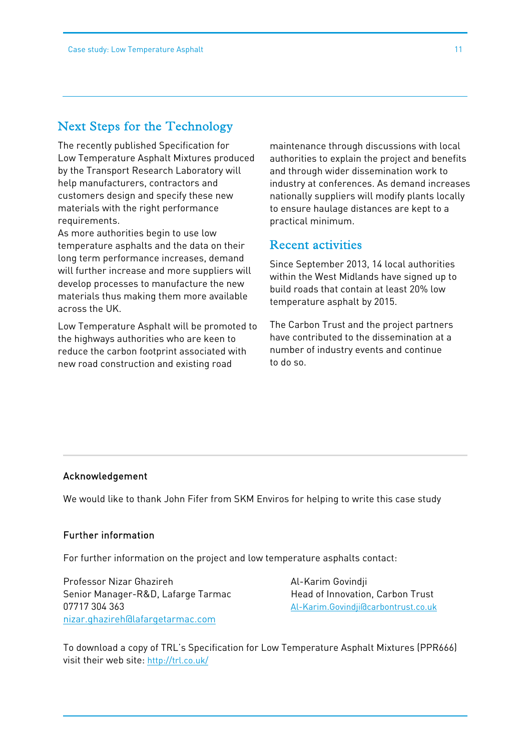## Next Steps for the Technology

The recently published Specification for Low Temperature Asphalt Mixtures produced by the Transport Research Laboratory will help manufacturers, contractors and customers design and specify these new materials with the right performance requirements.

As more authorities begin to use low temperature asphalts and the data on their long term performance increases, demand will further increase and more suppliers will develop processes to manufacture the new materials thus making them more available across the UK.

Low Temperature Asphalt will be promoted to the highways authorities who are keen to reduce the carbon footprint associated with new road construction and existing road maintenance through discussions with local authorities to explain the project and benefits and through wider dissemination work to industry at conferences. As demand increases nationally suppliers will modify plants locally to ensure haulage distances are kept to a practical minimum.

## Recent activities

Since September 2013, 14 local authorities within the West Midlands have signed up to build roads that contain at least 20% low temperature asphalt by 2015.

The Carbon Trust and the project partners have contributed to the dissemination at a number of industry events and continue to do so.

### Acknowledgement

We would like to thank John Fifer from SKM Enviros for helping to write this case study

### Further information

For further information on the project and low temperature asphalts contact:

Professor Nizar Ghazireh
Senior Manager-R&D, Lafarge Tarmac
07717 304 363
nizar.ghazireh@lafargetarmac.com

Al-Karim Govindji
Head of Innovation, Carbon Trust
Al-Karim.Govindji@carbontrust.co.uk

To download a copy of TRL's Specification for Low Temperature Asphalt Mixtures (PPR666) visit their web site: http://trl.co.uk/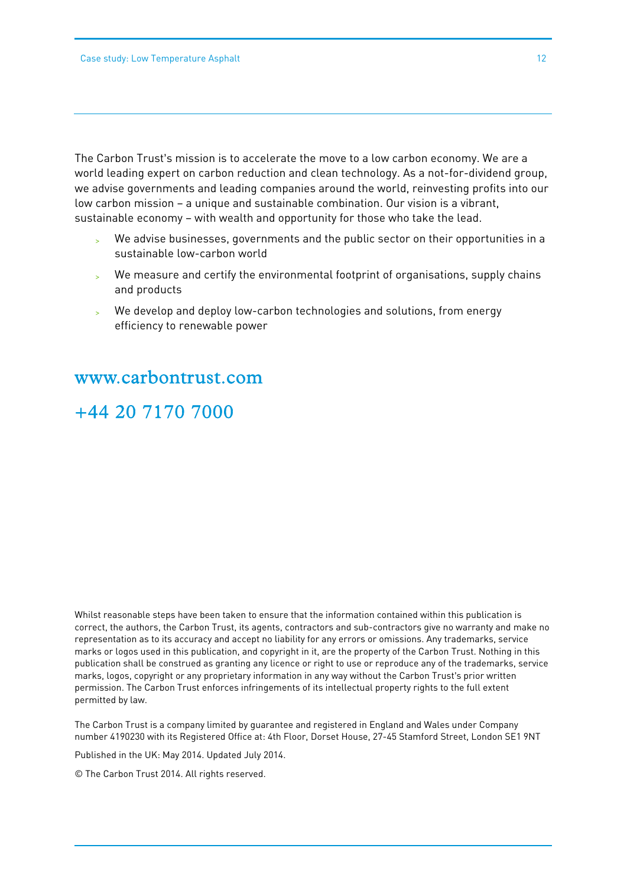The Carbon Trust's mission is to accelerate the move to a low carbon economy. We are a world leading expert on carbon reduction and clean technology. As a not-for-dividend group, we advise governments and leading companies around the world, reinvesting profits into our low carbon mission – a unique and sustainable combination. Our vision is a vibrant, sustainable economy – with wealth and opportunity for those who take the lead.

- We advise businesses, governments and the public sector on their opportunities in a sustainable low-carbon world
- We measure and certify the environmental footprint of organisations, supply chains and products
- We develop and deploy low-carbon technologies and solutions, from energy efficiency to renewable power

## www.carbontrust.com

## +44 20 7170 7000

Whilst reasonable steps have been taken to ensure that the information contained within this publication is correct, the authors, the Carbon Trust, its agents, contractors and sub-contractors give no warranty and make no representation as to its accuracy and accept no liability for any errors or omissions. Any trademarks, service marks or logos used in this publication, and copyright in it, are the property of the Carbon Trust. Nothing in this publication shall be construed as granting any licence or right to use or reproduce any of the trademarks, service marks, logos, copyright or any proprietary information in any way without the Carbon Trust's prior written permission. The Carbon Trust enforces infringements of its intellectual property rights to the full extent permitted by law.

The Carbon Trust is a company limited by guarantee and registered in England and Wales under Company number 4190230 with its Registered Office at: 4th Floor, Dorset House, 27-45 Stamford Street, London SE1 9NT

Published in the UK: May 2014. Updated July 2014.

© The Carbon Trust 2014. All rights reserved.